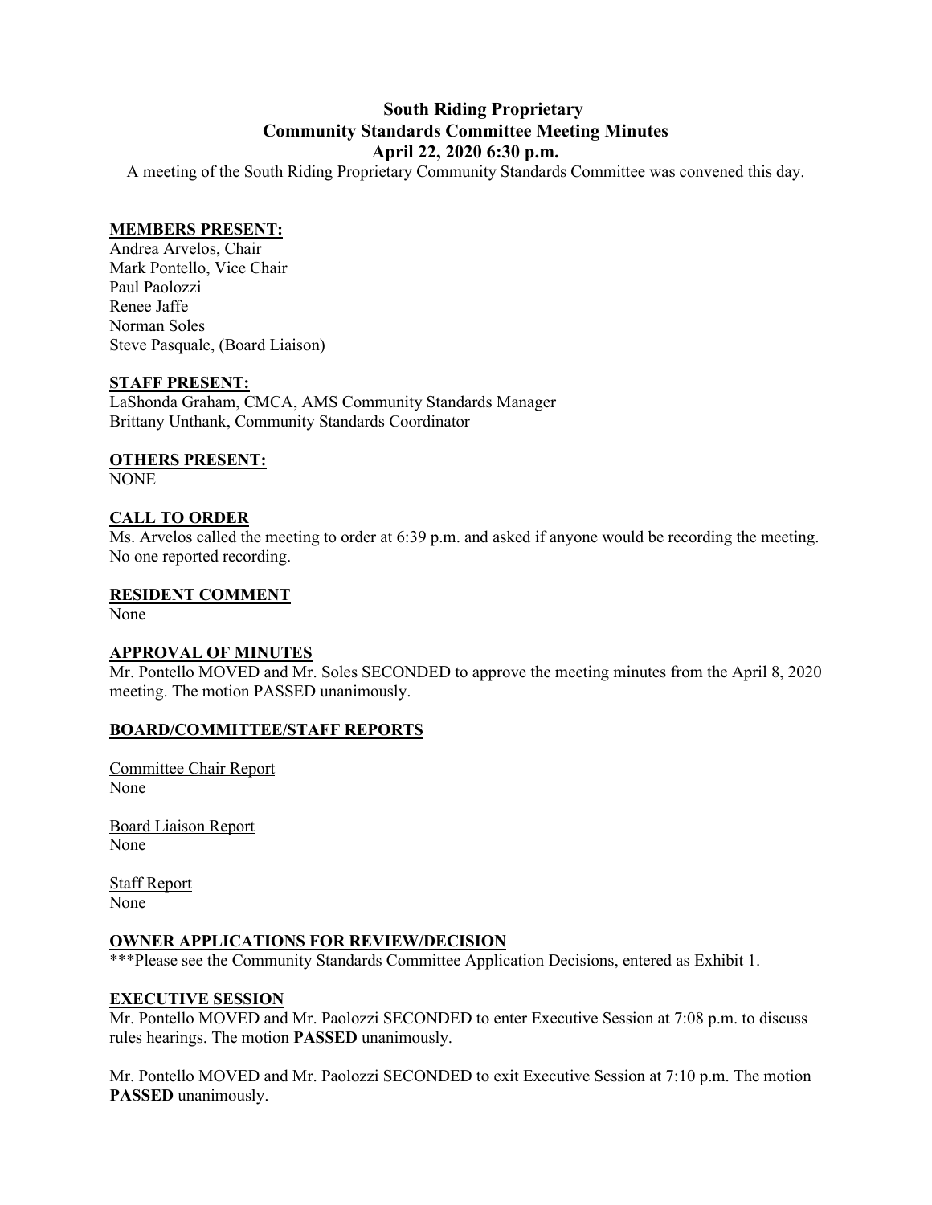# South Riding Proprietary
## Community Standards Committee Meeting Minutes
### April 22, 2020 6:30 p.m.

A meeting of the South Riding Proprietary Community Standards Committee was convened this day.

**MEMBERS PRESENT:**

Andrea Arvelos, Chair
Mark Pontello, Vice Chair
Paul Paolozzi
Renee Jaffe
Norman Soles
Steve Pasquale, (Board Liaison)

**STAFF PRESENT:**

LaShonda Graham, CMCA, AMS Community Standards Manager
Brittany Unthank, Community Standards Coordinator

**OTHERS PRESENT:**

NONE

**CALL TO ORDER**

Ms. Arvelos called the meeting to order at 6:39 p.m. and asked if anyone would be recording the meeting. No one reported recording.

**RESIDENT COMMENT**

None

**APPROVAL OF MINUTES**

Mr. Pontello MOVED and Mr. Soles SECONDED to approve the meeting minutes from the April 8, 2020 meeting. The motion PASSED unanimously.

**BOARD/COMMITTEE/STAFF REPORTS**

Committee Chair Report
None

Board Liaison Report
None

Staff Report
None

**OWNER APPLICATIONS FOR REVIEW/DECISION**

***Please see the Community Standards Committee Application Decisions, entered as Exhibit 1.

**EXECUTIVE SESSION**

Mr. Pontello MOVED and Mr. Paolozzi SECONDED to enter Executive Session at 7:08 p.m. to discuss rules hearings. The motion **PASSED** unanimously.

Mr. Pontello MOVED and Mr. Paolozzi SECONDED to exit Executive Session at 7:10 p.m. The motion **PASSED** unanimously.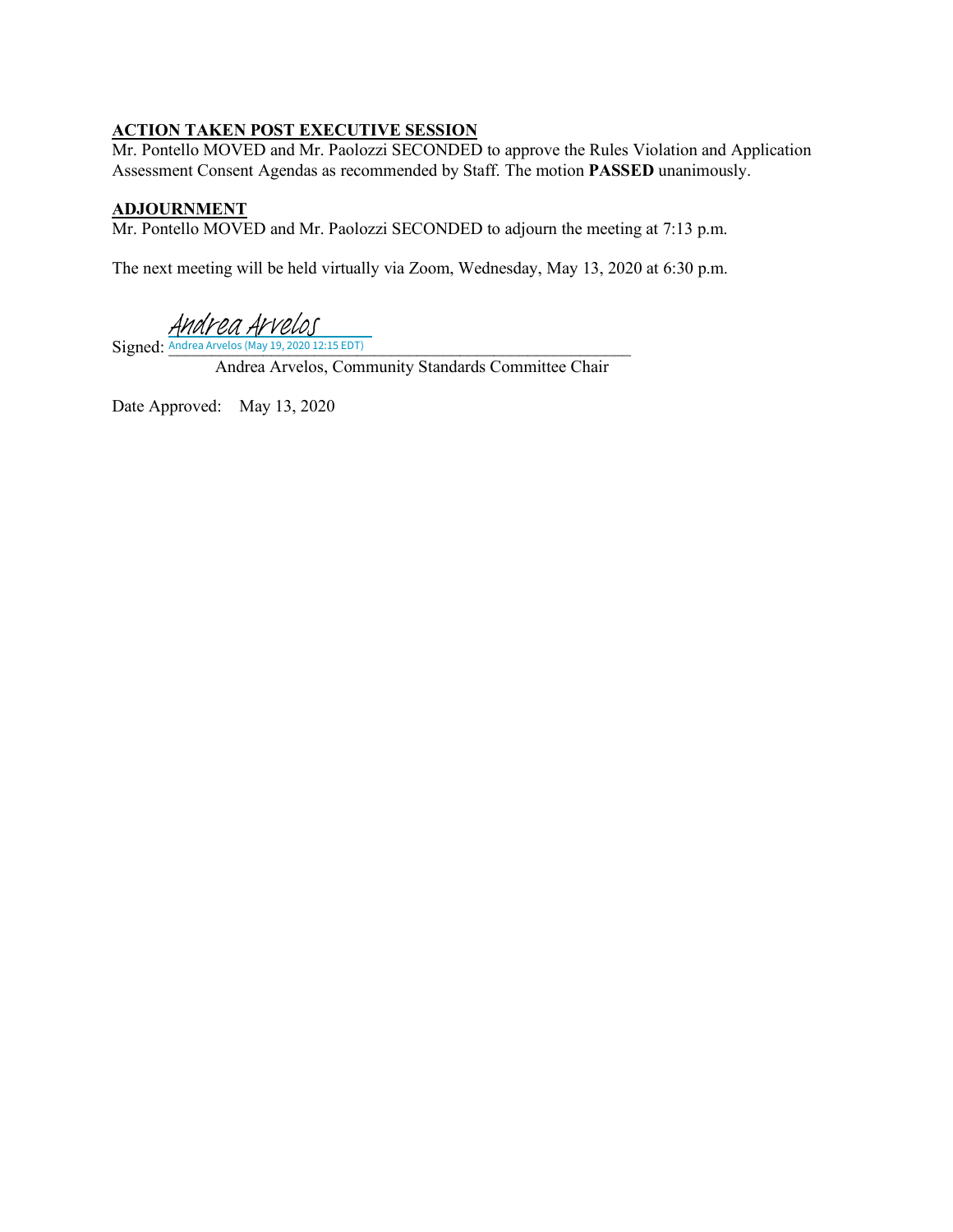**ACTION TAKEN POST EXECUTIVE SESSION**

Mr. Pontello MOVED and Mr. Paolozzi SECONDED to approve the Rules Violation and Application Assessment Consent Agendas as recommended by Staff. The motion **PASSED** unanimously.

**ADJOURNMENT**

Mr. Pontello MOVED and Mr. Paolozzi SECONDED to adjourn the meeting at 7:13 p.m.

The next meeting will be held virtually via Zoom, Wednesday, May 13, 2020 at 6:30 p.m.

Signed: Andrea Arvelos
Andrea Arvelos (May 19, 2020 12:15 EDT)

Andrea Arvelos, Community Standards Committee Chair

Date Approved: May 13, 2020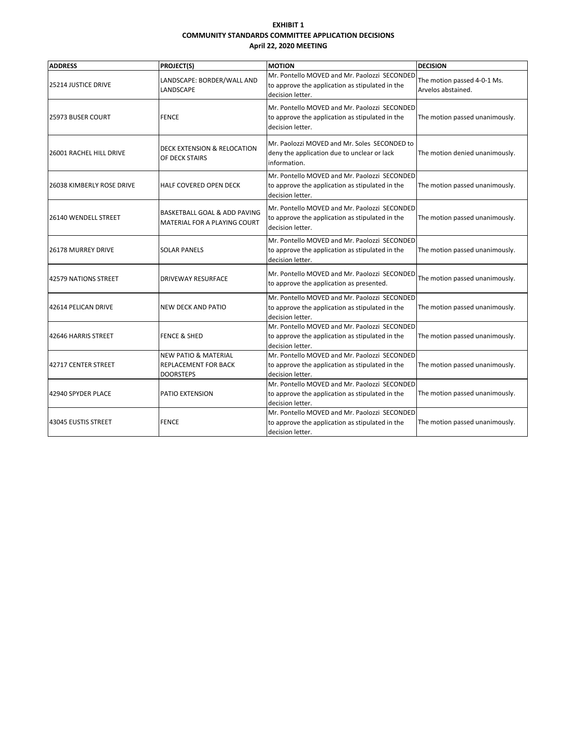**EXHIBIT 1**
**COMMUNITY STANDARDS COMMITTEE APPLICATION DECISIONS**
**April 22, 2020 MEETING**

| ADDRESS | PROJECT(S) | MOTION | DECISION |
|---|---|---|---|
| 25214 JUSTICE DRIVE | LANDSCAPE: BORDER/WALL AND LANDSCAPE | Mr. Pontello MOVED and Mr. Paolozzi SECONDED to approve the application as stipulated in the decision letter. | The motion passed 4-0-1 Ms. Arvelos abstained. |
| 25973 BUSER COURT | FENCE | Mr. Pontello MOVED and Mr. Paolozzi SECONDED to approve the application as stipulated in the decision letter. | The motion passed unanimously. |
| 26001 RACHEL HILL DRIVE | DECK EXTENSION & RELOCATION OF DECK STAIRS | Mr. Paolozzi MOVED and Mr. Soles SECONDED to deny the application due to unclear or lack information. | The motion denied unanimously. |
| 26038 KIMBERLY ROSE DRIVE | HALF COVERED OPEN DECK | Mr. Pontello MOVED and Mr. Paolozzi SECONDED to approve the application as stipulated in the decision letter. | The motion passed unanimously. |
| 26140 WENDELL STREET | BASKETBALL GOAL & ADD PAVING MATERIAL FOR A PLAYING COURT | Mr. Pontello MOVED and Mr. Paolozzi SECONDED to approve the application as stipulated in the decision letter. | The motion passed unanimously. |
| 26178 MURREY DRIVE | SOLAR PANELS | Mr. Pontello MOVED and Mr. Paolozzi SECONDED to approve the application as stipulated in the decision letter. | The motion passed unanimously. |
| 42579 NATIONS STREET | DRIVEWAY RESURFACE | Mr. Pontello MOVED and Mr. Paolozzi SECONDED to approve the application as presented. | The motion passed unanimously. |
| 42614 PELICAN DRIVE | NEW DECK AND PATIO | Mr. Pontello MOVED and Mr. Paolozzi SECONDED to approve the application as stipulated in the decision letter. | The motion passed unanimously. |
| 42646 HARRIS STREET | FENCE & SHED | Mr. Pontello MOVED and Mr. Paolozzi SECONDED to approve the application as stipulated in the decision letter. | The motion passed unanimously. |
| 42717 CENTER STREET | NEW PATIO & MATERIAL REPLACEMENT FOR BACK DOORSTEPS | Mr. Pontello MOVED and Mr. Paolozzi SECONDED to approve the application as stipulated in the decision letter. | The motion passed unanimously. |
| 42940 SPYDER PLACE | PATIO EXTENSION | Mr. Pontello MOVED and Mr. Paolozzi SECONDED to approve the application as stipulated in the decision letter. | The motion passed unanimously. |
| 43045 EUSTIS STREET | FENCE | Mr. Pontello MOVED and Mr. Paolozzi SECONDED to approve the application as stipulated in the decision letter. | The motion passed unanimously. |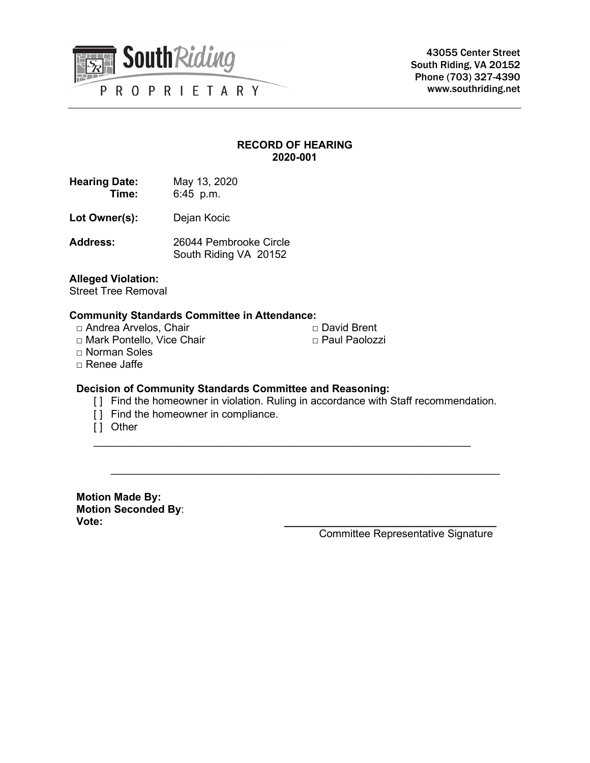South Riding PROPRIETARY

43055 Center Street
South Riding, VA 20152
Phone (703) 327-4390
www.southriding.net

---

**RECORD OF HEARING**
**2020-001**

**Hearing Date:** May 13, 2020
**Time:** 6:45 p.m.

**Lot Owner(s):** Dejan Kocic

**Address:** 26044 Pembrooke Circle
South Riding VA 20152

**Alleged Violation:**
Street Tree Removal

**Community Standards Committee in Attendance:**

- □ Andrea Arvelos, Chair
- □ Mark Pontello, Vice Chair
- □ Norman Soles
- □ Renee Jaffe
- □ David Brent
- □ Paul Paolozzi

**Decision of Community Standards Committee and Reasoning:**

[ ] Find the homeowner in violation. Ruling in accordance with Staff recommendation.
[ ] Find the homeowner in compliance.
[ ] Other

____________________________________________________________________

____________________________________________________________________

**Motion Made By:**
**Motion Seconded By**:
**Vote:**

____________________________________
Committee Representative Signature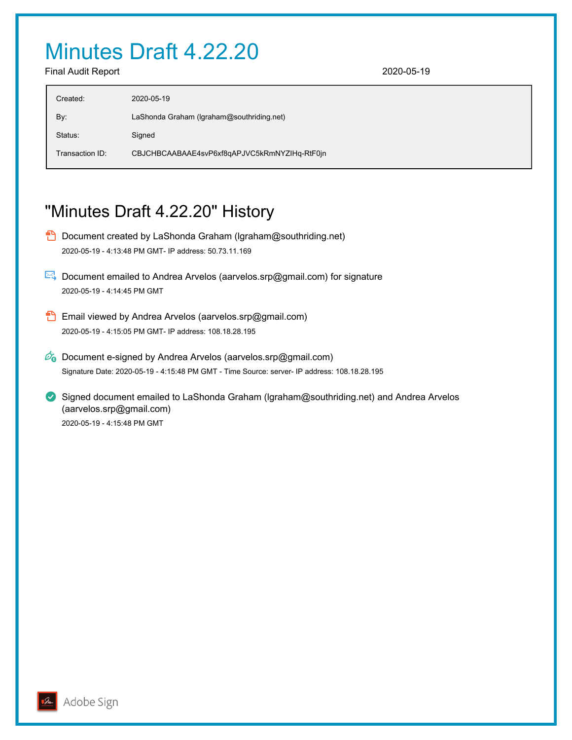# Minutes Draft 4.22.20

Final Audit Report 2020-05-19

| | |
|---|---|
| Created: | 2020-05-19 |
| By: | LaShonda Graham (lgraham@southriding.net) |
| Status: | Signed |
| Transaction ID: | CBJCHBCAABAAE4svP6xf8qAPJVC5kRmNYZIHq-RtF0jn |

## "Minutes Draft 4.22.20" History

- Document created by LaShonda Graham (lgraham@southriding.net)
  2020-05-19 - 4:13:48 PM GMT- IP address: 50.73.11.169

- Document emailed to Andrea Arvelos (aarvelos.srp@gmail.com) for signature
  2020-05-19 - 4:14:45 PM GMT

- Email viewed by Andrea Arvelos (aarvelos.srp@gmail.com)
  2020-05-19 - 4:15:05 PM GMT- IP address: 108.18.28.195

- Document e-signed by Andrea Arvelos (aarvelos.srp@gmail.com)
  Signature Date: 2020-05-19 - 4:15:48 PM GMT - Time Source: server- IP address: 108.18.28.195

- Signed document emailed to LaShonda Graham (lgraham@southriding.net) and Andrea Arvelos (aarvelos.srp@gmail.com)
  2020-05-19 - 4:15:48 PM GMT

Adobe Sign